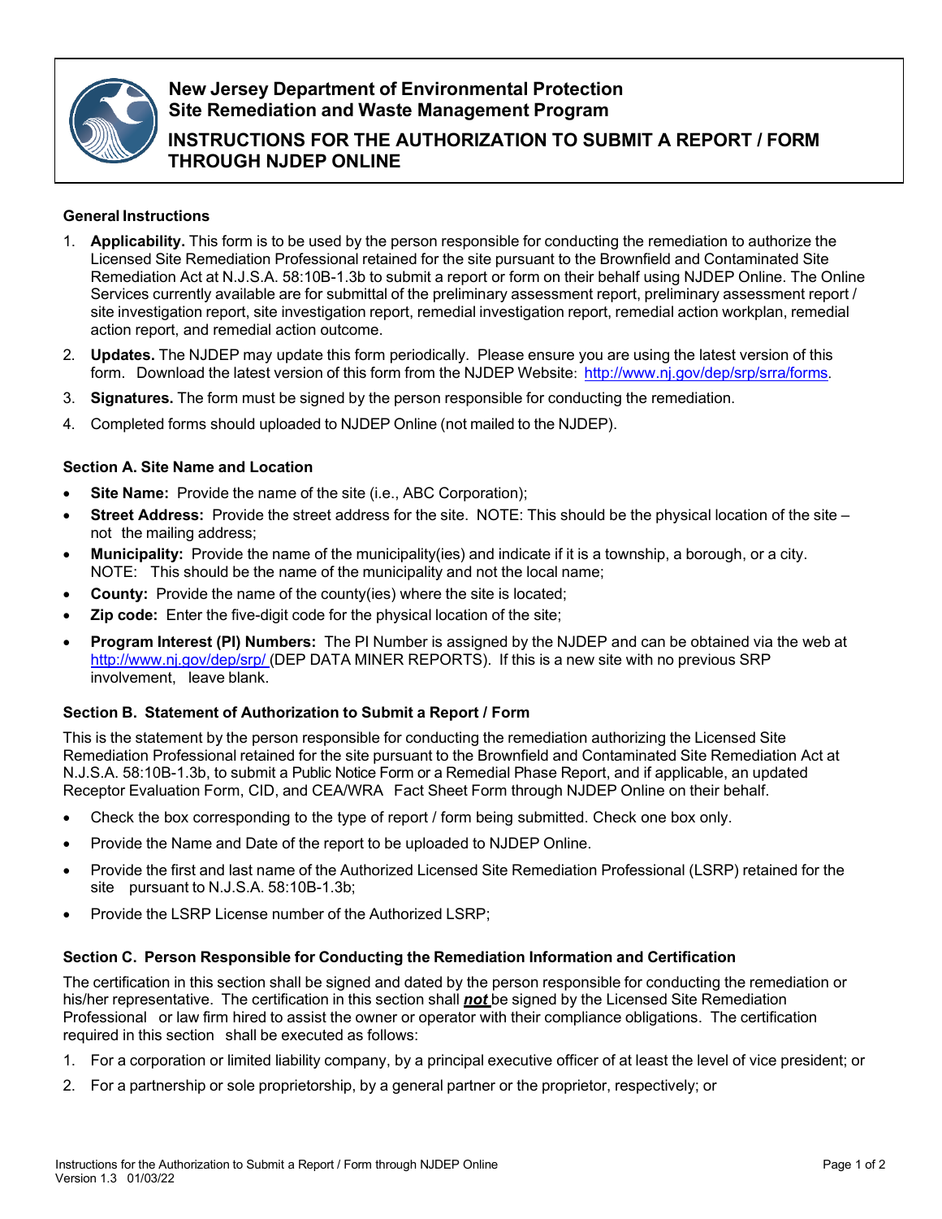# New Jersey Department of Environmental Protection
# Site Remediation and Waste Management Program

## INSTRUCTIONS FOR THE AUTHORIZATION TO SUBMIT A REPORT / FORM THROUGH NJDEP ONLINE

### General Instructions

1. **Applicability.** This form is to be used by the person responsible for conducting the remediation to authorize the Licensed Site Remediation Professional retained for the site pursuant to the Brownfield and Contaminated Site Remediation Act at N.J.S.A. 58:10B-1.3b to submit a report or form on their behalf using NJDEP Online. The Online Services currently available are for submittal of the preliminary assessment report, preliminary assessment report / site investigation report, site investigation report, remedial investigation report, remedial action workplan, remedial action report, and remedial action outcome.
2. **Updates.** The NJDEP may update this form periodically. Please ensure you are using the latest version of this form. Download the latest version of this form from the NJDEP Website: [http://www.nj.gov/dep/srp/srra/forms](http://www.nj.gov/dep/srp/srra/forms).
3. **Signatures.** The form must be signed by the person responsible for conducting the remediation.
4. Completed forms should uploaded to NJDEP Online (not mailed to the NJDEP).

### Section A. Site Name and Location

- **Site Name:** Provide the name of the site (i.e., ABC Corporation);
- **Street Address:** Provide the street address for the site. NOTE: This should be the physical location of the site – not the mailing address;
- **Municipality:** Provide the name of the municipality(ies) and indicate if it is a township, a borough, or a city. NOTE: This should be the name of the municipality and not the local name;
- **County:** Provide the name of the county(ies) where the site is located;
- **Zip code:** Enter the five-digit code for the physical location of the site;
- **Program Interest (PI) Numbers:** The PI Number is assigned by the NJDEP and can be obtained via the web at [http://www.nj.gov/dep/srp/](http://www.nj.gov/dep/srp/) (DEP DATA MINER REPORTS). If this is a new site with no previous SRP involvement, leave blank.

### Section B. Statement of Authorization to Submit a Report / Form

This is the statement by the person responsible for conducting the remediation authorizing the Licensed Site Remediation Professional retained for the site pursuant to the Brownfield and Contaminated Site Remediation Act at N.J.S.A. 58:10B-1.3b, to submit a Public Notice Form or a Remedial Phase Report, and if applicable, an updated Receptor Evaluation Form, CID, and CEA/WRA Fact Sheet Form through NJDEP Online on their behalf.

- Check the box corresponding to the type of report / form being submitted. Check one box only.
- Provide the Name and Date of the report to be uploaded to NJDEP Online.
- Provide the first and last name of the Authorized Licensed Site Remediation Professional (LSRP) retained for the site pursuant to N.J.S.A. 58:10B-1.3b;
- Provide the LSRP License number of the Authorized LSRP;

### Section C. Person Responsible for Conducting the Remediation Information and Certification

The certification in this section shall be signed and dated by the person responsible for conducting the remediation or his/her representative. The certification in this section shall ***not*** be signed by the Licensed Site Remediation Professional or law firm hired to assist the owner or operator with their compliance obligations. The certification required in this section shall be executed as follows:

1. For a corporation or limited liability company, by a principal executive officer of at least the level of vice president; or
2. For a partnership or sole proprietorship, by a general partner or the proprietor, respectively; or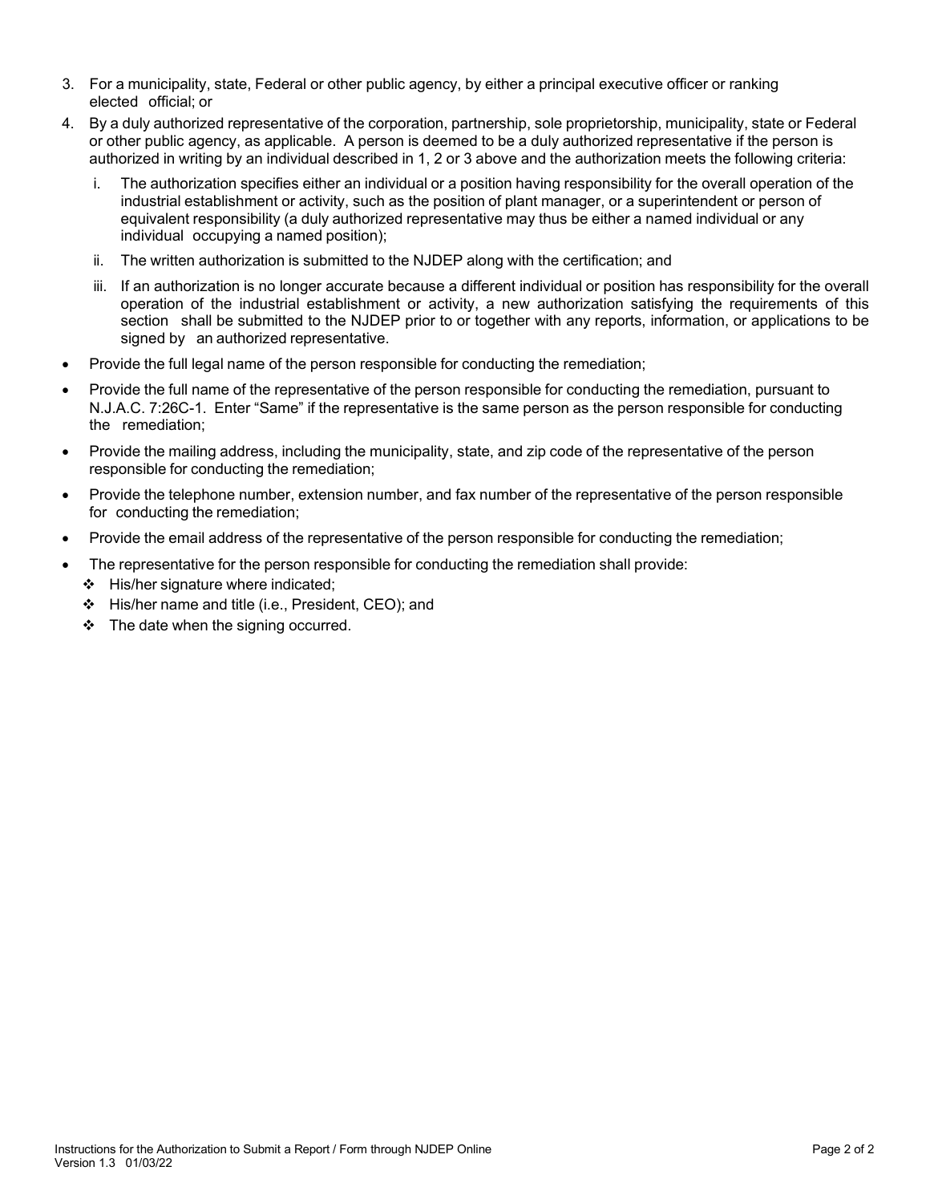3. For a municipality, state, Federal or other public agency, by either a principal executive officer or ranking elected official; or
4. By a duly authorized representative of the corporation, partnership, sole proprietorship, municipality, state or Federal or other public agency, as applicable. A person is deemed to be a duly authorized representative if the person is authorized in writing by an individual described in 1, 2 or 3 above and the authorization meets the following criteria:
   1. The authorization specifies either an individual or a position having responsibility for the overall operation of the industrial establishment or activity, such as the position of plant manager, or a superintendent or person of equivalent responsibility (a duly authorized representative may thus be either a named individual or any individual occupying a named position);
   2. The written authorization is submitted to the NJDEP along with the certification; and
   3. If an authorization is no longer accurate because a different individual or position has responsibility for the overall operation of the industrial establishment or activity, a new authorization satisfying the requirements of this section shall be submitted to the NJDEP prior to or together with any reports, information, or applications to be signed by an authorized representative.

- Provide the full legal name of the person responsible for conducting the remediation;
- Provide the full name of the representative of the person responsible for conducting the remediation, pursuant to N.J.A.C. 7:26C-1. Enter "Same" if the representative is the same person as the person responsible for conducting the remediation;
- Provide the mailing address, including the municipality, state, and zip code of the representative of the person responsible for conducting the remediation;
- Provide the telephone number, extension number, and fax number of the representative of the person responsible for conducting the remediation;
- Provide the email address of the representative of the person responsible for conducting the remediation;
- The representative for the person responsible for conducting the remediation shall provide:
  - His/her signature where indicated;
  - His/her name and title (i.e., President, CEO); and
  - The date when the signing occurred.